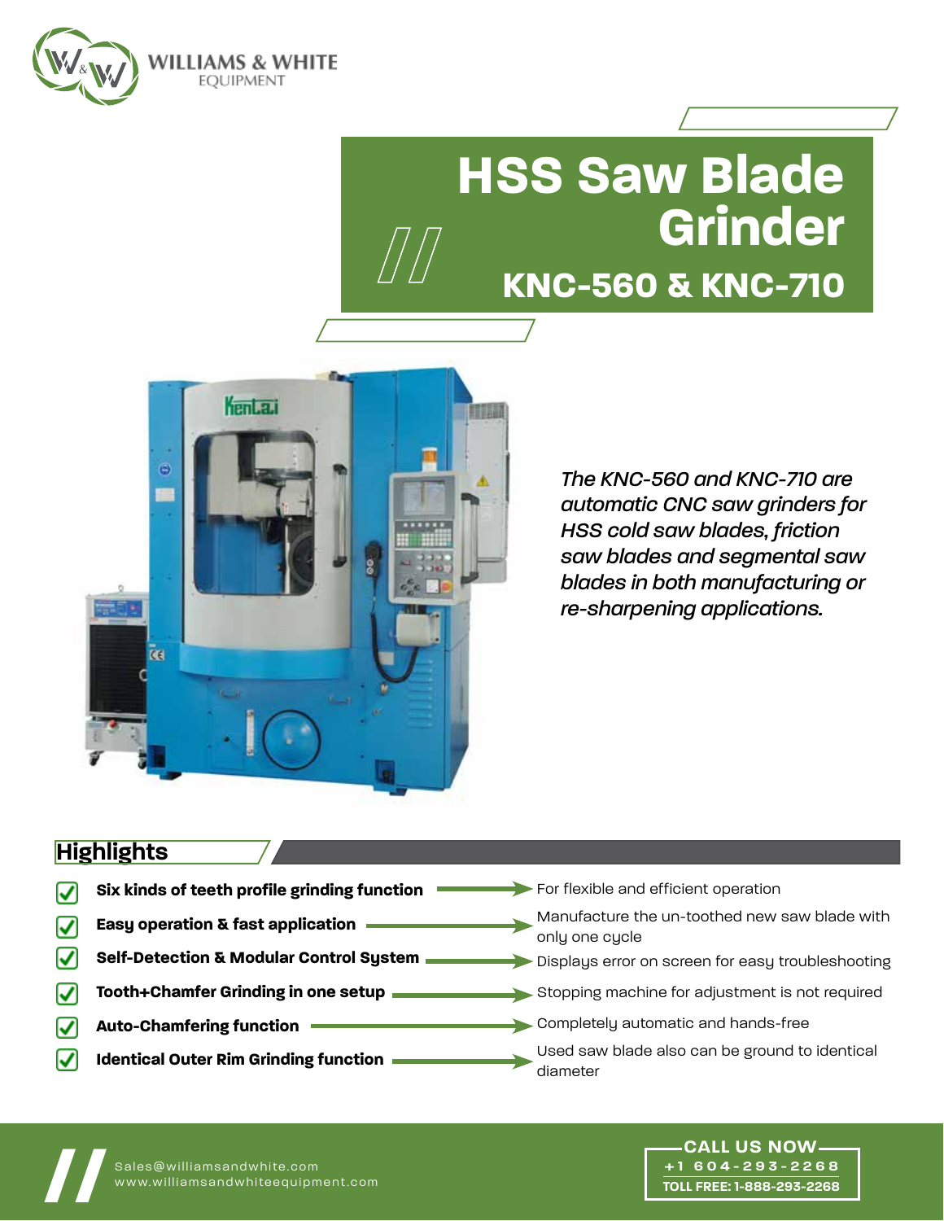WILLIAMS & WHITE EQUIPMENT

# HSS Saw Blade Grinder

## KNC-560 & KNC-710

*The KNC-560 and KNC-710 are automatic CNC saw grinders for HSS cold saw blades, friction saw blades and segmental saw blades in both manufacturing or re-sharpening applications.*

## Highlights

- **Six kinds of teeth profile grinding function** → For flexible and efficient operation
- **Easy operation & fast application** → Manufacture the un-toothed new saw blade with only one cycle
- **Self-Detection & Modular Control System** → Displays error on screen for easy troubleshooting
- **Tooth+Chamfer Grinding in one setup** → Stopping machine for adjustment is not required
- **Auto-Chamfering function** → Completely automatic and hands-free
- **Identical Outer Rim Grinding function** → Used saw blade also can be ground to identical diameter

Sales@williamsandwhite.com
www.williamsandwhiteequipment.com

CALL US NOW
+1 604-293-2268
TOLL FREE: 1-888-293-2268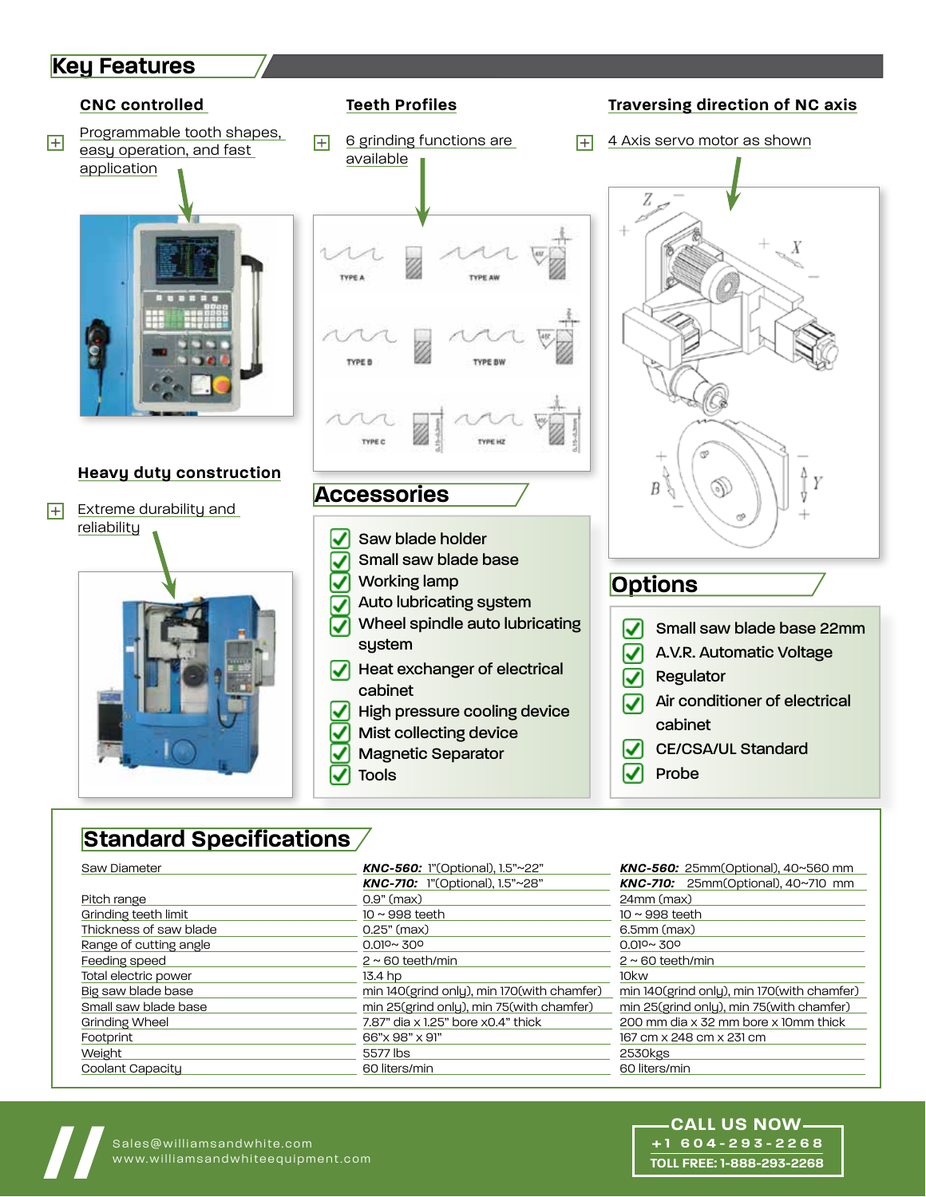## Key Features

### CNC controlled

Programmable tooth shapes, easy operation, and fast application

### Teeth Profiles

6 grinding functions are available

TYPE A

TYPE AW

TYPE B

TYPE BW

TYPE C

TYPE HZ

### Traversing direction of NC axis

4 Axis servo motor as shown

Z

X

Y

B

### Heavy duty construction

Extreme durability and reliability

## Accessories

- Saw blade holder
- Small saw blade base
- Working lamp
- Auto lubricating system
- Wheel spindle auto lubricating system
- Heat exchanger of electrical cabinet
- High pressure cooling device
- Mist collecting device
- Magnetic Separator
- Tools

## Options

- Small saw blade base 22mm
- A.V.R. Automatic Voltage Regulator
- Air conditioner of electrical cabinet
- CE/CSA/UL Standard
- Probe

## Standard Specifications

| | | |
|---|---|---|
| Saw Diameter | ***KNC-560:*** 1"(Optional), 1.5"~22" | ***KNC-560:*** 25mm(Optional), 40~560 mm |
| | ***KNC-710:*** 1"(Optional), 1.5"~28" | ***KNC-710:*** 25mm(Optional), 40~710 mm |
| Pitch range | 0.9" (max) | 24mm (max) |
| Grinding teeth limit | 10 ~ 998 teeth | 10 ~ 998 teeth |
| Thickness of saw blade | 0.25" (max) | 6.5mm (max) |
| Range of cutting angle | 0.01º~ 30º | 0.01º~ 30º |
| Feeding speed | 2 ~ 60 teeth/min | 2 ~ 60 teeth/min |
| Total electric power | 13.4 hp | 10kw |
| Big saw blade base | min 140(grind only), min 170(with chamfer) | min 140(grind only), min 170(with chamfer) |
| Small saw blade base | min 25(grind only), min 75(with chamfer) | min 25(grind only), min 75(with chamfer) |
| Grinding Wheel | 7.87" dia x 1.25" bore x0.4" thick | 200 mm dia x 32 mm bore x 10mm thick |
| Footprint | 66"x 98" x 91" | 167 cm x 248 cm x 231 cm |
| Weight | 5577 lbs | 2530kgs |
| Coolant Capacity | 60 liters/min | 60 liters/min |

Sales@williamsandwhite.com
www.williamsandwhiteequipment.com

**CALL US NOW**
**+1 604-293-2268**
**TOLL FREE: 1-888-293-2268**